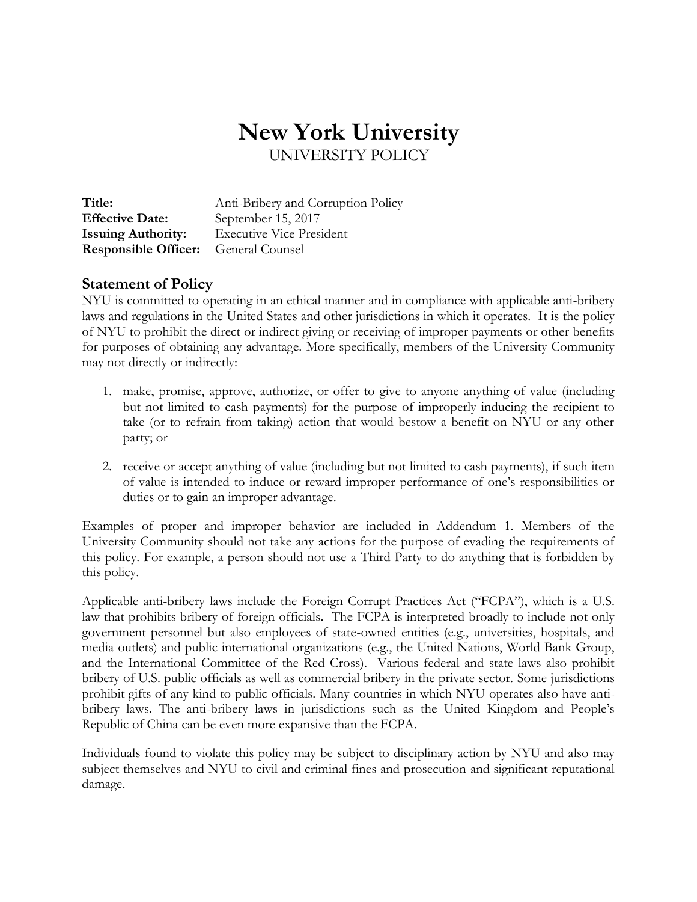# New York University

UNIVERSITY POLICY

**Title:** Anti-Bribery and Corruption Policy
**Effective Date:** September 15, 2017
**Issuing Authority:** Executive Vice President
**Responsible Officer:** General Counsel

## Statement of Policy

NYU is committed to operating in an ethical manner and in compliance with applicable anti-bribery laws and regulations in the United States and other jurisdictions in which it operates. It is the policy of NYU to prohibit the direct or indirect giving or receiving of improper payments or other benefits for purposes of obtaining any advantage. More specifically, members of the University Community may not directly or indirectly:

1. make, promise, approve, authorize, or offer to give to anyone anything of value (including but not limited to cash payments) for the purpose of improperly inducing the recipient to take (or to refrain from taking) action that would bestow a benefit on NYU or any other party; or

2. receive or accept anything of value (including but not limited to cash payments), if such item of value is intended to induce or reward improper performance of one's responsibilities or duties or to gain an improper advantage.

Examples of proper and improper behavior are included in Addendum 1. Members of the University Community should not take any actions for the purpose of evading the requirements of this policy. For example, a person should not use a Third Party to do anything that is forbidden by this policy.

Applicable anti-bribery laws include the Foreign Corrupt Practices Act ("FCPA"), which is a U.S. law that prohibits bribery of foreign officials. The FCPA is interpreted broadly to include not only government personnel but also employees of state-owned entities (e.g., universities, hospitals, and media outlets) and public international organizations (e.g., the United Nations, World Bank Group, and the International Committee of the Red Cross). Various federal and state laws also prohibit bribery of U.S. public officials as well as commercial bribery in the private sector. Some jurisdictions prohibit gifts of any kind to public officials. Many countries in which NYU operates also have anti-bribery laws. The anti-bribery laws in jurisdictions such as the United Kingdom and People's Republic of China can be even more expansive than the FCPA.

Individuals found to violate this policy may be subject to disciplinary action by NYU and also may subject themselves and NYU to civil and criminal fines and prosecution and significant reputational damage.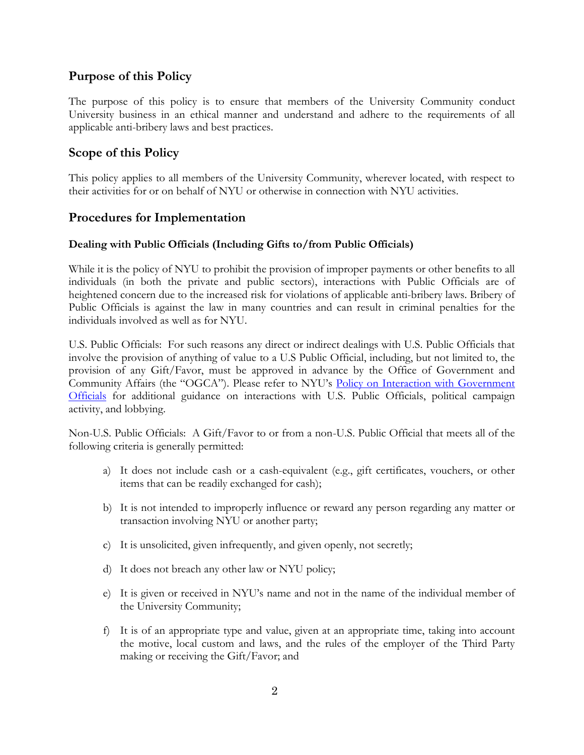## Purpose of this Policy

The purpose of this policy is to ensure that members of the University Community conduct University business in an ethical manner and understand and adhere to the requirements of all applicable anti-bribery laws and best practices.

## Scope of this Policy

This policy applies to all members of the University Community, wherever located, with respect to their activities for or on behalf of NYU or otherwise in connection with NYU activities.

## Procedures for Implementation

### Dealing with Public Officials (Including Gifts to/from Public Officials)

While it is the policy of NYU to prohibit the provision of improper payments or other benefits to all individuals (in both the private and public sectors), interactions with Public Officials are of heightened concern due to the increased risk for violations of applicable anti-bribery laws. Bribery of Public Officials is against the law in many countries and can result in criminal penalties for the individuals involved as well as for NYU.

U.S. Public Officials: For such reasons any direct or indirect dealings with U.S. Public Officials that involve the provision of anything of value to a U.S Public Official, including, but not limited to, the provision of any Gift/Favor, must be approved in advance by the Office of Government and Community Affairs (the "OGCA"). Please refer to NYU's Policy on Interaction with Government Officials for additional guidance on interactions with U.S. Public Officials, political campaign activity, and lobbying.

Non-U.S. Public Officials: A Gift/Favor to or from a non-U.S. Public Official that meets all of the following criteria is generally permitted:

a) It does not include cash or a cash-equivalent (e.g., gift certificates, vouchers, or other items that can be readily exchanged for cash);

b) It is not intended to improperly influence or reward any person regarding any matter or transaction involving NYU or another party;

c) It is unsolicited, given infrequently, and given openly, not secretly;

d) It does not breach any other law or NYU policy;

e) It is given or received in NYU's name and not in the name of the individual member of the University Community;

f) It is of an appropriate type and value, given at an appropriate time, taking into account the motive, local custom and laws, and the rules of the employer of the Third Party making or receiving the Gift/Favor; and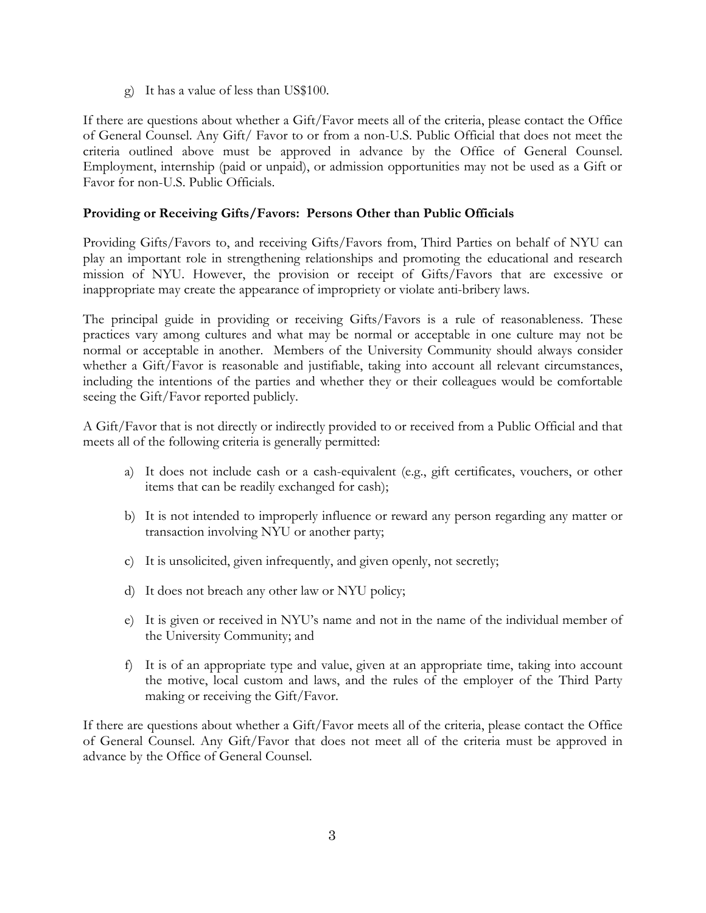g) It has a value of less than US$100.

If there are questions about whether a Gift/Favor meets all of the criteria, please contact the Office of General Counsel. Any Gift/ Favor to or from a non-U.S. Public Official that does not meet the criteria outlined above must be approved in advance by the Office of General Counsel. Employment, internship (paid or unpaid), or admission opportunities may not be used as a Gift or Favor for non-U.S. Public Officials.

**Providing or Receiving Gifts/Favors: Persons Other than Public Officials**

Providing Gifts/Favors to, and receiving Gifts/Favors from, Third Parties on behalf of NYU can play an important role in strengthening relationships and promoting the educational and research mission of NYU. However, the provision or receipt of Gifts/Favors that are excessive or inappropriate may create the appearance of impropriety or violate anti-bribery laws.

The principal guide in providing or receiving Gifts/Favors is a rule of reasonableness. These practices vary among cultures and what may be normal or acceptable in one culture may not be normal or acceptable in another. Members of the University Community should always consider whether a Gift/Favor is reasonable and justifiable, taking into account all relevant circumstances, including the intentions of the parties and whether they or their colleagues would be comfortable seeing the Gift/Favor reported publicly.

A Gift/Favor that is not directly or indirectly provided to or received from a Public Official and that meets all of the following criteria is generally permitted:

a) It does not include cash or a cash-equivalent (e.g., gift certificates, vouchers, or other items that can be readily exchanged for cash);

b) It is not intended to improperly influence or reward any person regarding any matter or transaction involving NYU or another party;

c) It is unsolicited, given infrequently, and given openly, not secretly;

d) It does not breach any other law or NYU policy;

e) It is given or received in NYU's name and not in the name of the individual member of the University Community; and

f) It is of an appropriate type and value, given at an appropriate time, taking into account the motive, local custom and laws, and the rules of the employer of the Third Party making or receiving the Gift/Favor.

If there are questions about whether a Gift/Favor meets all of the criteria, please contact the Office of General Counsel. Any Gift/Favor that does not meet all of the criteria must be approved in advance by the Office of General Counsel.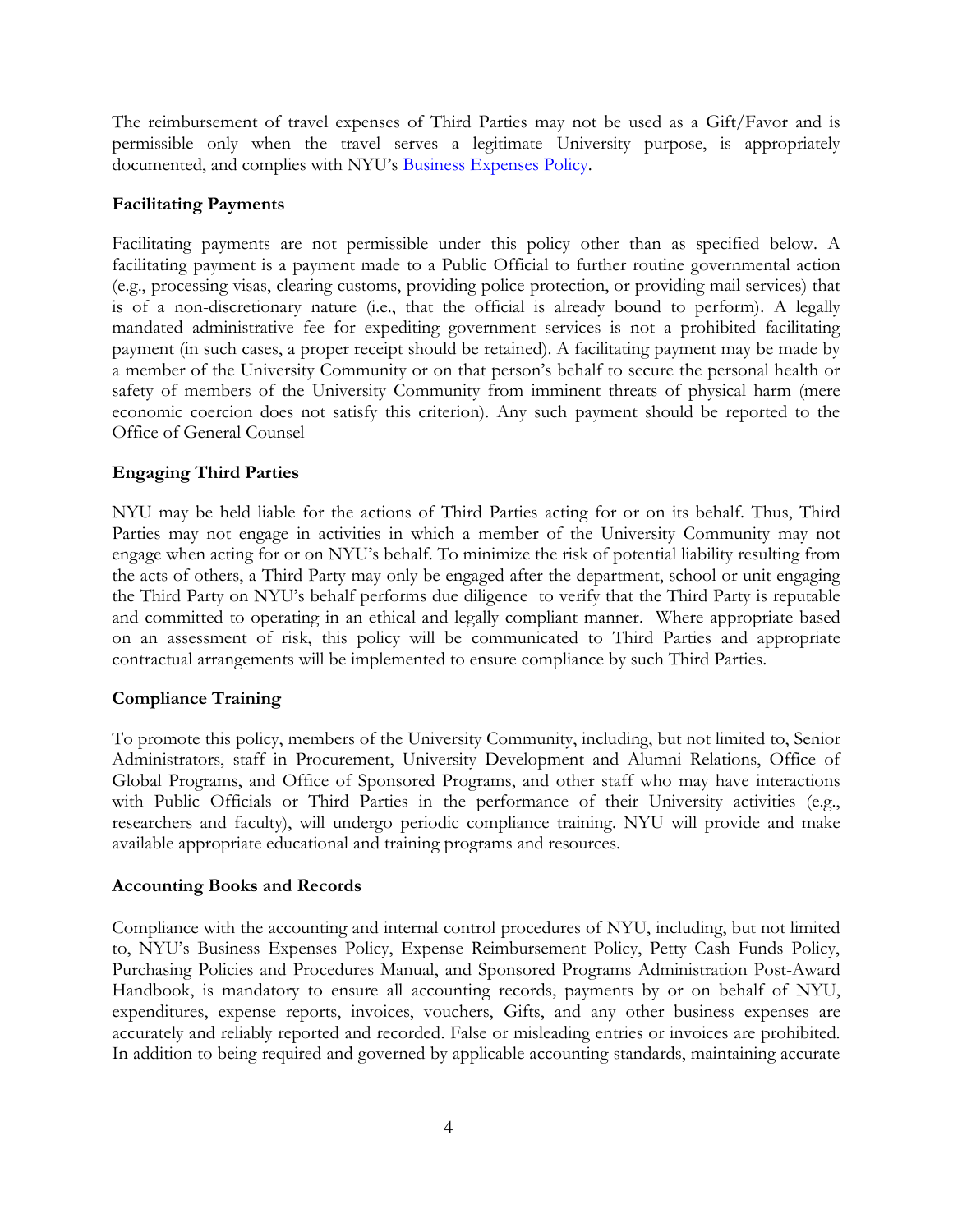The reimbursement of travel expenses of Third Parties may not be used as a Gift/Favor and is permissible only when the travel serves a legitimate University purpose, is appropriately documented, and complies with NYU's [Business Expenses Policy](#).

**Facilitating Payments**

Facilitating payments are not permissible under this policy other than as specified below. A facilitating payment is a payment made to a Public Official to further routine governmental action (e.g., processing visas, clearing customs, providing police protection, or providing mail services) that is of a non-discretionary nature (i.e., that the official is already bound to perform). A legally mandated administrative fee for expediting government services is not a prohibited facilitating payment (in such cases, a proper receipt should be retained). A facilitating payment may be made by a member of the University Community or on that person's behalf to secure the personal health or safety of members of the University Community from imminent threats of physical harm (mere economic coercion does not satisfy this criterion). Any such payment should be reported to the Office of General Counsel

**Engaging Third Parties**

NYU may be held liable for the actions of Third Parties acting for or on its behalf. Thus, Third Parties may not engage in activities in which a member of the University Community may not engage when acting for or on NYU's behalf. To minimize the risk of potential liability resulting from the acts of others, a Third Party may only be engaged after the department, school or unit engaging the Third Party on NYU's behalf performs due diligence to verify that the Third Party is reputable and committed to operating in an ethical and legally compliant manner. Where appropriate based on an assessment of risk, this policy will be communicated to Third Parties and appropriate contractual arrangements will be implemented to ensure compliance by such Third Parties.

**Compliance Training**

To promote this policy, members of the University Community, including, but not limited to, Senior Administrators, staff in Procurement, University Development and Alumni Relations, Office of Global Programs, and Office of Sponsored Programs, and other staff who may have interactions with Public Officials or Third Parties in the performance of their University activities (e.g., researchers and faculty), will undergo periodic compliance training. NYU will provide and make available appropriate educational and training programs and resources.

**Accounting Books and Records**

Compliance with the accounting and internal control procedures of NYU, including, but not limited to, NYU's Business Expenses Policy, Expense Reimbursement Policy, Petty Cash Funds Policy, Purchasing Policies and Procedures Manual, and Sponsored Programs Administration Post-Award Handbook, is mandatory to ensure all accounting records, payments by or on behalf of NYU, expenditures, expense reports, invoices, vouchers, Gifts, and any other business expenses are accurately and reliably reported and recorded. False or misleading entries or invoices are prohibited. In addition to being required and governed by applicable accounting standards, maintaining accurate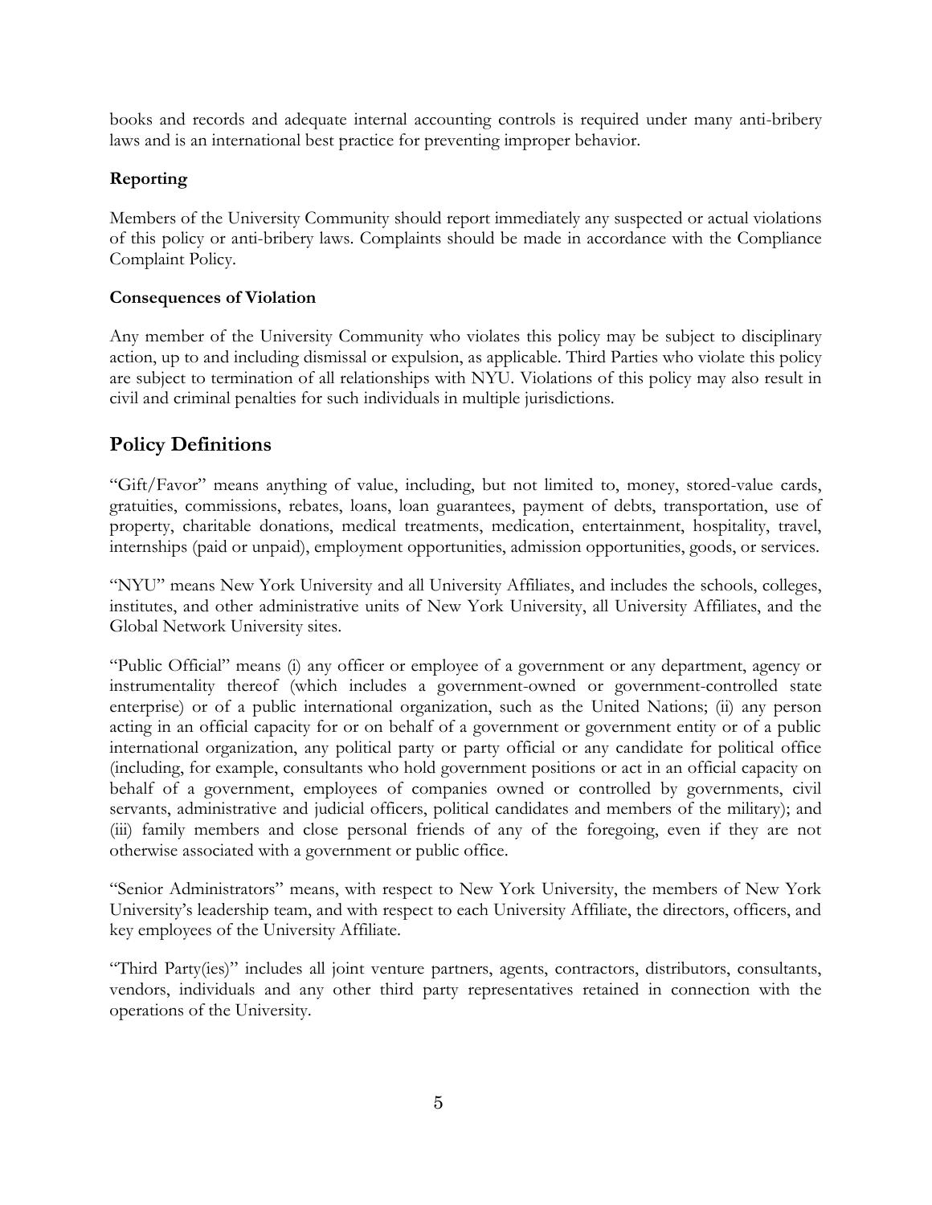books and records and adequate internal accounting controls is required under many anti-bribery laws and is an international best practice for preventing improper behavior.

**Reporting**

Members of the University Community should report immediately any suspected or actual violations of this policy or anti-bribery laws. Complaints should be made in accordance with the Compliance Complaint Policy.

**Consequences of Violation**

Any member of the University Community who violates this policy may be subject to disciplinary action, up to and including dismissal or expulsion, as applicable. Third Parties who violate this policy are subject to termination of all relationships with NYU. Violations of this policy may also result in civil and criminal penalties for such individuals in multiple jurisdictions.

## Policy Definitions

"Gift/Favor" means anything of value, including, but not limited to, money, stored-value cards, gratuities, commissions, rebates, loans, loan guarantees, payment of debts, transportation, use of property, charitable donations, medical treatments, medication, entertainment, hospitality, travel, internships (paid or unpaid), employment opportunities, admission opportunities, goods, or services.

"NYU" means New York University and all University Affiliates, and includes the schools, colleges, institutes, and other administrative units of New York University, all University Affiliates, and the Global Network University sites.

"Public Official" means (i) any officer or employee of a government or any department, agency or instrumentality thereof (which includes a government-owned or government-controlled state enterprise) or of a public international organization, such as the United Nations; (ii) any person acting in an official capacity for or on behalf of a government or government entity or of a public international organization, any political party or party official or any candidate for political office (including, for example, consultants who hold government positions or act in an official capacity on behalf of a government, employees of companies owned or controlled by governments, civil servants, administrative and judicial officers, political candidates and members of the military); and (iii) family members and close personal friends of any of the foregoing, even if they are not otherwise associated with a government or public office.

"Senior Administrators" means, with respect to New York University, the members of New York University's leadership team, and with respect to each University Affiliate, the directors, officers, and key employees of the University Affiliate.

"Third Party(ies)" includes all joint venture partners, agents, contractors, distributors, consultants, vendors, individuals and any other third party representatives retained in connection with the operations of the University.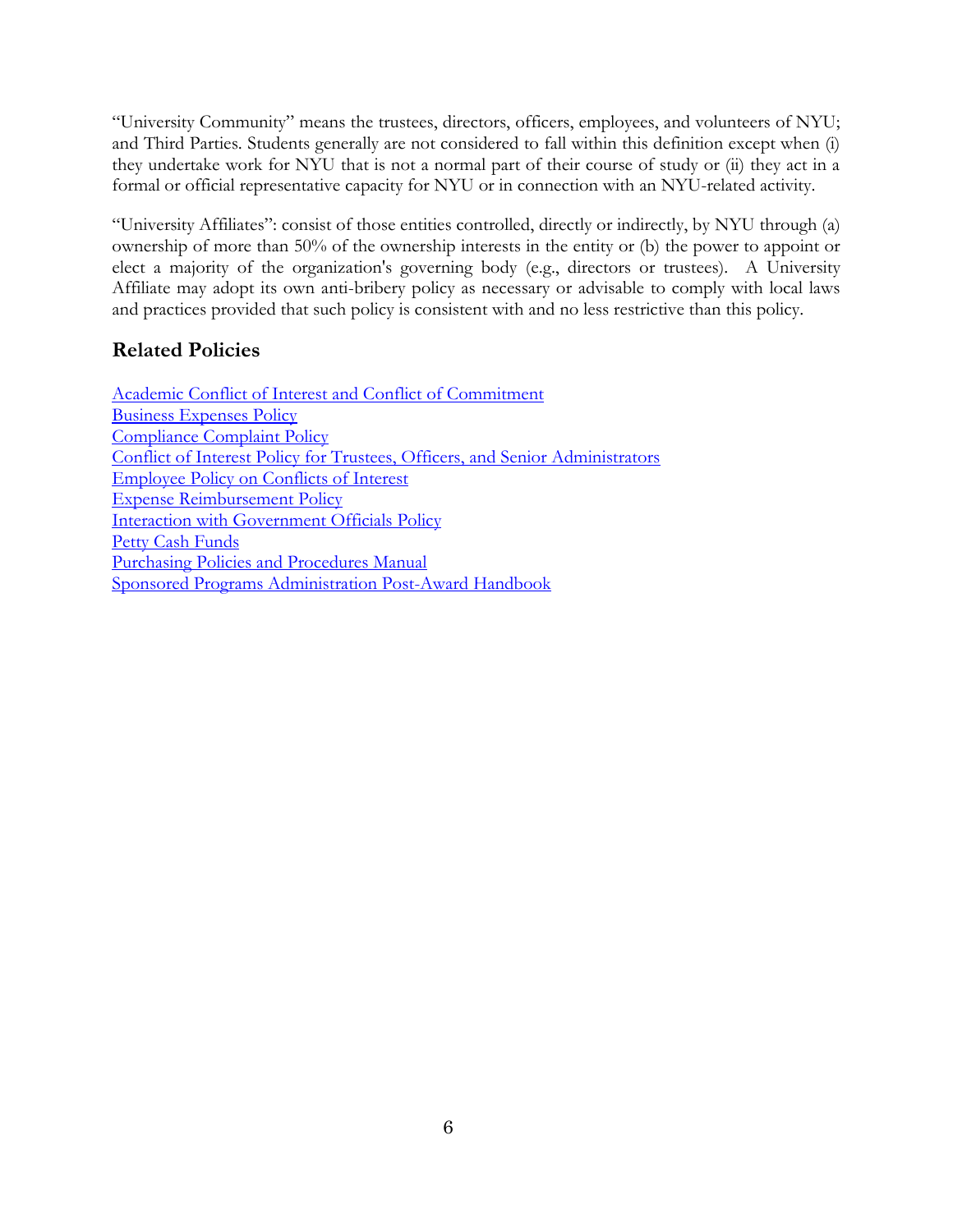"University Community" means the trustees, directors, officers, employees, and volunteers of NYU; and Third Parties. Students generally are not considered to fall within this definition except when (i) they undertake work for NYU that is not a normal part of their course of study or (ii) they act in a formal or official representative capacity for NYU or in connection with an NYU-related activity.

"University Affiliates": consist of those entities controlled, directly or indirectly, by NYU through (a) ownership of more than 50% of the ownership interests in the entity or (b) the power to appoint or elect a majority of the organization's governing body (e.g., directors or trustees). A University Affiliate may adopt its own anti-bribery policy as necessary or advisable to comply with local laws and practices provided that such policy is consistent with and no less restrictive than this policy.

## Related Policies

Academic Conflict of Interest and Conflict of Commitment
Business Expenses Policy
Compliance Complaint Policy
Conflict of Interest Policy for Trustees, Officers, and Senior Administrators
Employee Policy on Conflicts of Interest
Expense Reimbursement Policy
Interaction with Government Officials Policy
Petty Cash Funds
Purchasing Policies and Procedures Manual
Sponsored Programs Administration Post-Award Handbook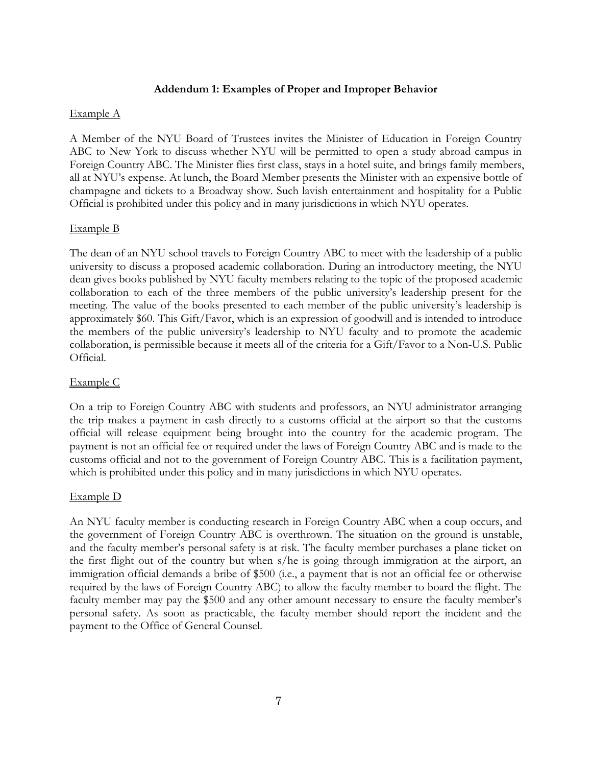## Addendum 1: Examples of Proper and Improper Behavior

Example A

A Member of the NYU Board of Trustees invites the Minister of Education in Foreign Country ABC to New York to discuss whether NYU will be permitted to open a study abroad campus in Foreign Country ABC. The Minister flies first class, stays in a hotel suite, and brings family members, all at NYU's expense. At lunch, the Board Member presents the Minister with an expensive bottle of champagne and tickets to a Broadway show. Such lavish entertainment and hospitality for a Public Official is prohibited under this policy and in many jurisdictions in which NYU operates.

Example B

The dean of an NYU school travels to Foreign Country ABC to meet with the leadership of a public university to discuss a proposed academic collaboration. During an introductory meeting, the NYU dean gives books published by NYU faculty members relating to the topic of the proposed academic collaboration to each of the three members of the public university's leadership present for the meeting. The value of the books presented to each member of the public university's leadership is approximately $60. This Gift/Favor, which is an expression of goodwill and is intended to introduce the members of the public university's leadership to NYU faculty and to promote the academic collaboration, is permissible because it meets all of the criteria for a Gift/Favor to a Non-U.S. Public Official.

Example C

On a trip to Foreign Country ABC with students and professors, an NYU administrator arranging the trip makes a payment in cash directly to a customs official at the airport so that the customs official will release equipment being brought into the country for the academic program. The payment is not an official fee or required under the laws of Foreign Country ABC and is made to the customs official and not to the government of Foreign Country ABC. This is a facilitation payment, which is prohibited under this policy and in many jurisdictions in which NYU operates.

Example D

An NYU faculty member is conducting research in Foreign Country ABC when a coup occurs, and the government of Foreign Country ABC is overthrown. The situation on the ground is unstable, and the faculty member's personal safety is at risk. The faculty member purchases a plane ticket on the first flight out of the country but when s/he is going through immigration at the airport, an immigration official demands a bribe of $500 (i.e., a payment that is not an official fee or otherwise required by the laws of Foreign Country ABC) to allow the faculty member to board the flight. The faculty member may pay the $500 and any other amount necessary to ensure the faculty member's personal safety. As soon as practicable, the faculty member should report the incident and the payment to the Office of General Counsel.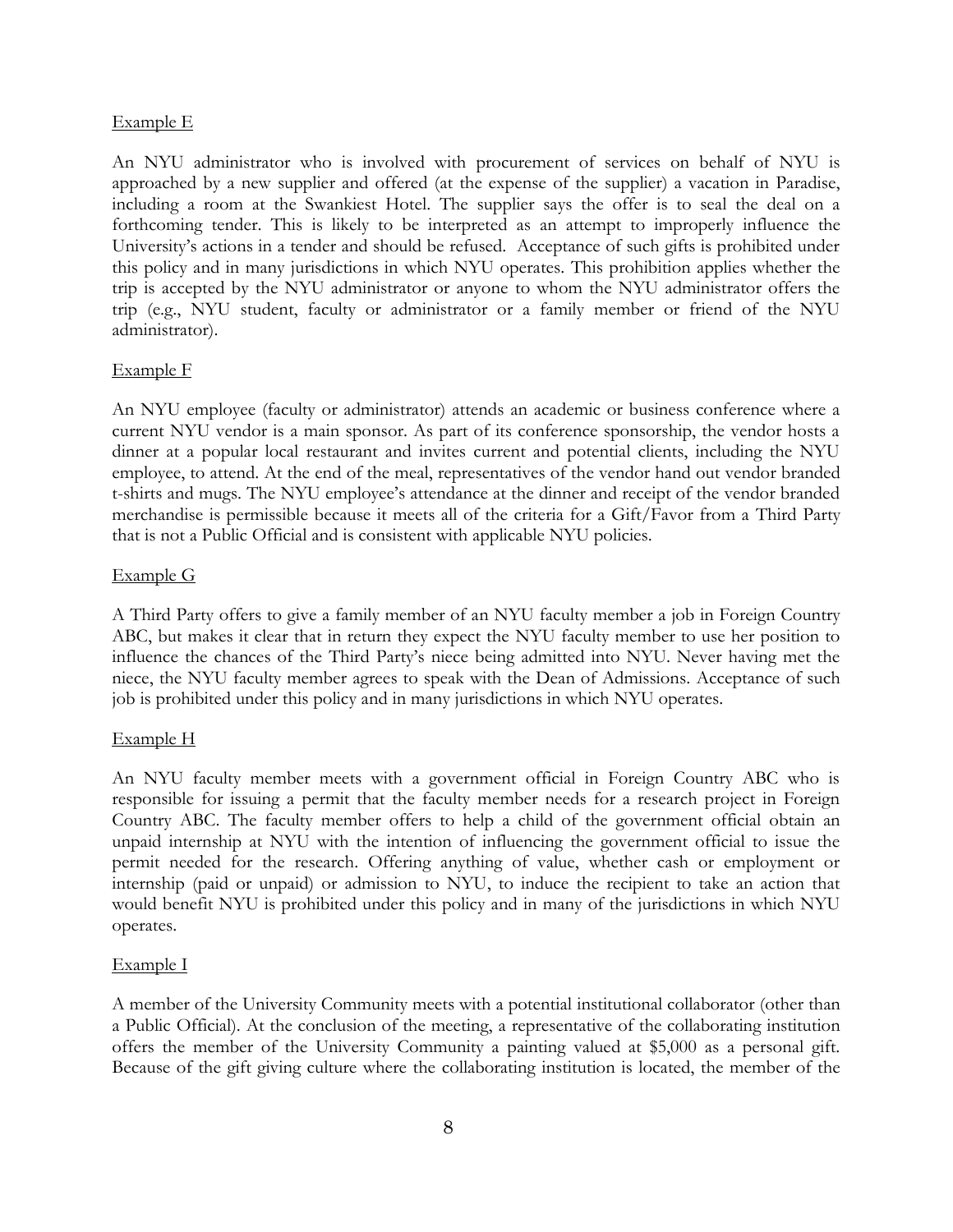Example E

An NYU administrator who is involved with procurement of services on behalf of NYU is approached by a new supplier and offered (at the expense of the supplier) a vacation in Paradise, including a room at the Swankiest Hotel. The supplier says the offer is to seal the deal on a forthcoming tender. This is likely to be interpreted as an attempt to improperly influence the University's actions in a tender and should be refused. Acceptance of such gifts is prohibited under this policy and in many jurisdictions in which NYU operates. This prohibition applies whether the trip is accepted by the NYU administrator or anyone to whom the NYU administrator offers the trip (e.g., NYU student, faculty or administrator or a family member or friend of the NYU administrator).

Example F

An NYU employee (faculty or administrator) attends an academic or business conference where a current NYU vendor is a main sponsor. As part of its conference sponsorship, the vendor hosts a dinner at a popular local restaurant and invites current and potential clients, including the NYU employee, to attend. At the end of the meal, representatives of the vendor hand out vendor branded t-shirts and mugs. The NYU employee's attendance at the dinner and receipt of the vendor branded merchandise is permissible because it meets all of the criteria for a Gift/Favor from a Third Party that is not a Public Official and is consistent with applicable NYU policies.

Example G

A Third Party offers to give a family member of an NYU faculty member a job in Foreign Country ABC, but makes it clear that in return they expect the NYU faculty member to use her position to influence the chances of the Third Party's niece being admitted into NYU. Never having met the niece, the NYU faculty member agrees to speak with the Dean of Admissions. Acceptance of such job is prohibited under this policy and in many jurisdictions in which NYU operates.

Example H

An NYU faculty member meets with a government official in Foreign Country ABC who is responsible for issuing a permit that the faculty member needs for a research project in Foreign Country ABC. The faculty member offers to help a child of the government official obtain an unpaid internship at NYU with the intention of influencing the government official to issue the permit needed for the research. Offering anything of value, whether cash or employment or internship (paid or unpaid) or admission to NYU, to induce the recipient to take an action that would benefit NYU is prohibited under this policy and in many of the jurisdictions in which NYU operates.

Example I

A member of the University Community meets with a potential institutional collaborator (other than a Public Official). At the conclusion of the meeting, a representative of the collaborating institution offers the member of the University Community a painting valued at $5,000 as a personal gift. Because of the gift giving culture where the collaborating institution is located, the member of the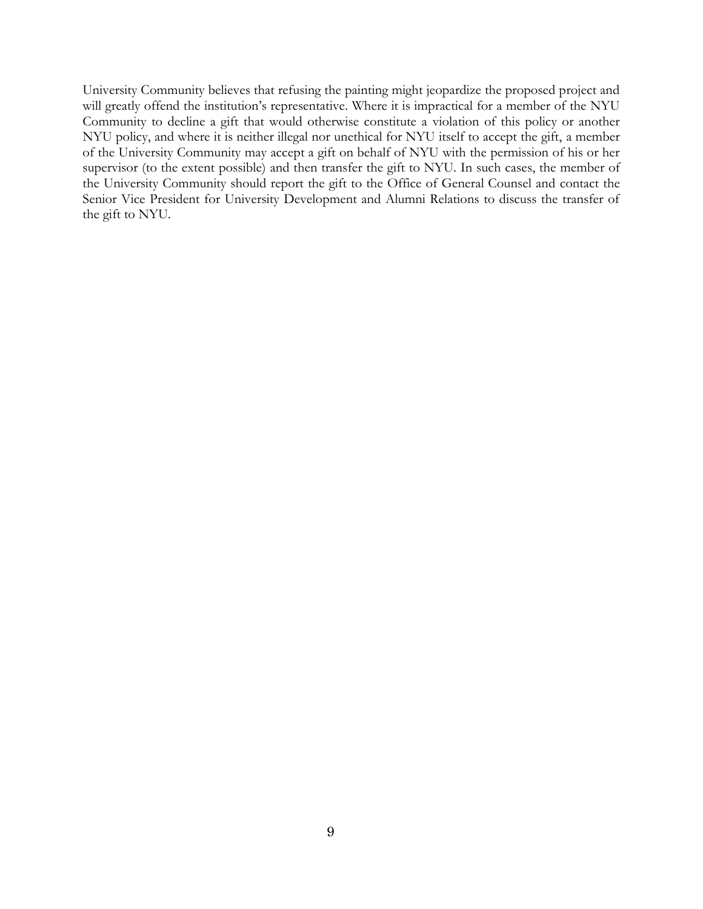University Community believes that refusing the painting might jeopardize the proposed project and will greatly offend the institution's representative. Where it is impractical for a member of the NYU Community to decline a gift that would otherwise constitute a violation of this policy or another NYU policy, and where it is neither illegal nor unethical for NYU itself to accept the gift, a member of the University Community may accept a gift on behalf of NYU with the permission of his or her supervisor (to the extent possible) and then transfer the gift to NYU. In such cases, the member of the University Community should report the gift to the Office of General Counsel and contact the Senior Vice President for University Development and Alumni Relations to discuss the transfer of the gift to NYU.